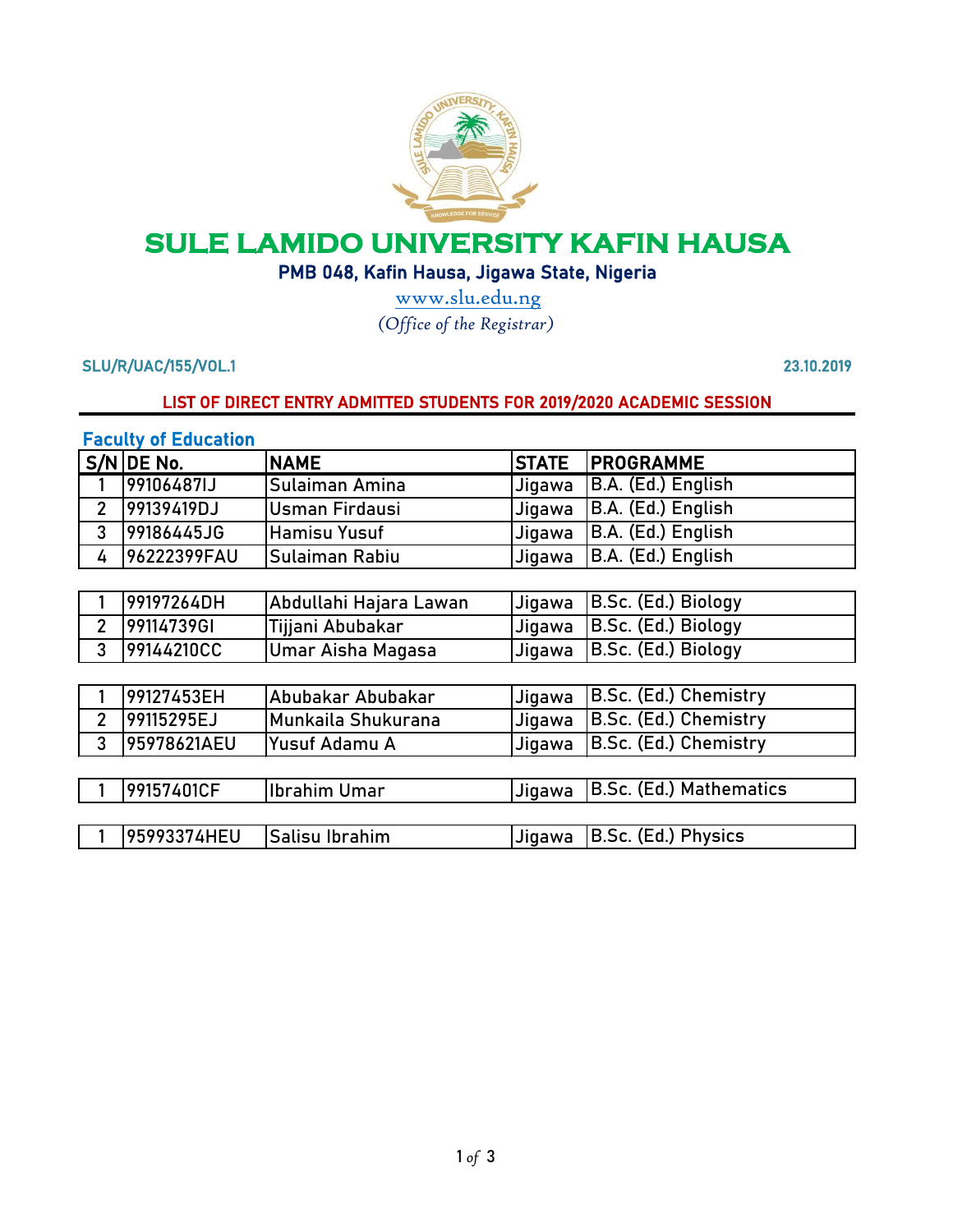# SULE LAMIDO UNIVERSITY KAFIN HAUSA

**PMB 048, Kafin Hausa, Jigawa State, Nigeria**

www.slu.edu.ng

*(Office of the Registrar)*

**SLU/R/UAC/155/VOL.1** **23.10.2019**

## LIST OF DIRECT ENTRY ADMITTED STUDENTS FOR 2019/2020 ACADEMIC SESSION

### Faculty of Education

| S/N | DE No. | NAME | STATE | PROGRAMME |
|---|---|---|---|---|
| 1 | 99106487IJ | Sulaiman Amina | Jigawa | B.A. (Ed.) English |
| 2 | 99139419DJ | Usman Firdausi | Jigawa | B.A. (Ed.) English |
| 3 | 99186445JG | Hamisu Yusuf | Jigawa | B.A. (Ed.) English |
| 4 | 96222399FAU | Sulaiman Rabiu | Jigawa | B.A. (Ed.) English |

| S/N | DE No. | NAME | STATE | PROGRAMME |
|---|---|---|---|---|
| 1 | 99197264DH | Abdullahi Hajara Lawan | Jigawa | B.Sc. (Ed.) Biology |
| 2 | 99114739GI | Tijjani Abubakar | Jigawa | B.Sc. (Ed.) Biology |
| 3 | 99144210CC | Umar Aisha Magasa | Jigawa | B.Sc. (Ed.) Biology |

| S/N | DE No. | NAME | STATE | PROGRAMME |
|---|---|---|---|---|
| 1 | 99127453EH | Abubakar Abubakar | Jigawa | B.Sc. (Ed.) Chemistry |
| 2 | 99115295EJ | Munkaila Shukurana | Jigawa | B.Sc. (Ed.) Chemistry |
| 3 | 95978621AEU | Yusuf Adamu A | Jigawa | B.Sc. (Ed.) Chemistry |

| S/N | DE No. | NAME | STATE | PROGRAMME |
|---|---|---|---|---|
| 1 | 99157401CF | Ibrahim Umar | Jigawa | B.Sc. (Ed.) Mathematics |

| S/N | DE No. | NAME | STATE | PROGRAMME |
|---|---|---|---|---|
| 1 | 95993374HEU | Salisu Ibrahim | Jigawa | B.Sc. (Ed.) Physics |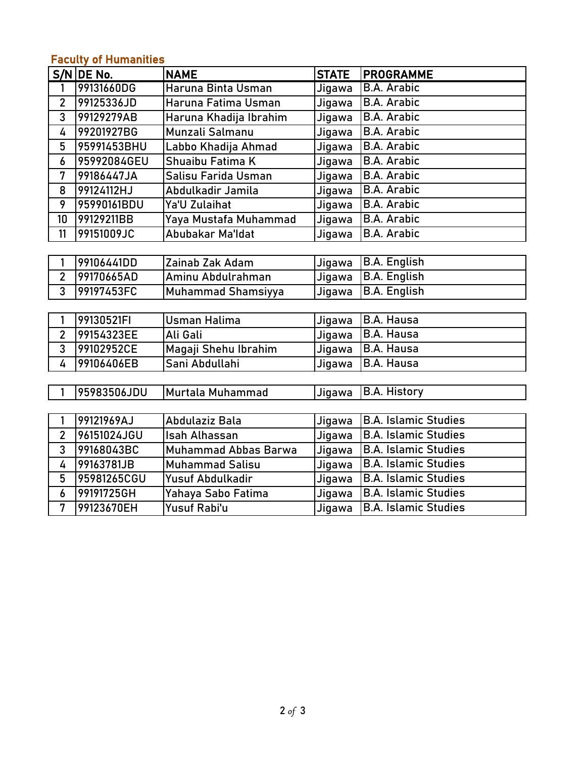### Faculty of Humanities

| S/N | DE No. | NAME | STATE | PROGRAMME |
|---|---|---|---|---|
| 1 | 99131660DG | Haruna Binta Usman | Jigawa | B.A. Arabic |
| 2 | 99125336JD | Haruna Fatima Usman | Jigawa | B.A. Arabic |
| 3 | 99129279AB | Haruna Khadija Ibrahim | Jigawa | B.A. Arabic |
| 4 | 99201927BG | Munzali Salmanu | Jigawa | B.A. Arabic |
| 5 | 95991453BHU | Labbo Khadija Ahmad | Jigawa | B.A. Arabic |
| 6 | 95992084GEU | Shuaibu Fatima K | Jigawa | B.A. Arabic |
| 7 | 99186447JA | Salisu Farida Usman | Jigawa | B.A. Arabic |
| 8 | 99124112HJ | Abdulkadir Jamila | Jigawa | B.A. Arabic |
| 9 | 95990161BDU | Ya'U Zulaihat | Jigawa | B.A. Arabic |
| 10 | 99129211BB | Yaya Mustafa Muhammad | Jigawa | B.A. Arabic |
| 11 | 99151009JC | Abubakar Ma'Idat | Jigawa | B.A. Arabic |

| S/N | DE No. | NAME | STATE | PROGRAMME |
|---|---|---|---|---|
| 1 | 99106441DD | Zainab Zak Adam | Jigawa | B.A. English |
| 2 | 99170665AD | Aminu Abdulrahman | Jigawa | B.A. English |
| 3 | 99197453FC | Muhammad Shamsiyya | Jigawa | B.A. English |

| S/N | DE No. | NAME | STATE | PROGRAMME |
|---|---|---|---|---|
| 1 | 99130521FI | Usman Halima | Jigawa | B.A. Hausa |
| 2 | 99154323EE | Ali Gali | Jigawa | B.A. Hausa |
| 3 | 99102952CE | Magaji Shehu Ibrahim | Jigawa | B.A. Hausa |
| 4 | 99106406EB | Sani Abdullahi | Jigawa | B.A. Hausa |

| S/N | DE No. | NAME | STATE | PROGRAMME |
|---|---|---|---|---|
| 1 | 95983506JDU | Murtala Muhammad | Jigawa | B.A. History |

| S/N | DE No. | NAME | STATE | PROGRAMME |
|---|---|---|---|---|
| 1 | 99121969AJ | Abdulaziz Bala | Jigawa | B.A. Islamic Studies |
| 2 | 96151024JGU | Isah Alhassan | Jigawa | B.A. Islamic Studies |
| 3 | 99168043BC | Muhammad Abbas Barwa | Jigawa | B.A. Islamic Studies |
| 4 | 99163781JB | Muhammad Salisu | Jigawa | B.A. Islamic Studies |
| 5 | 95981265CGU | Yusuf Abdulkadir | Jigawa | B.A. Islamic Studies |
| 6 | 99191725GH | Yahaya Sabo Fatima | Jigawa | B.A. Islamic Studies |
| 7 | 99123670EH | Yusuf Rabi'u | Jigawa | B.A. Islamic Studies |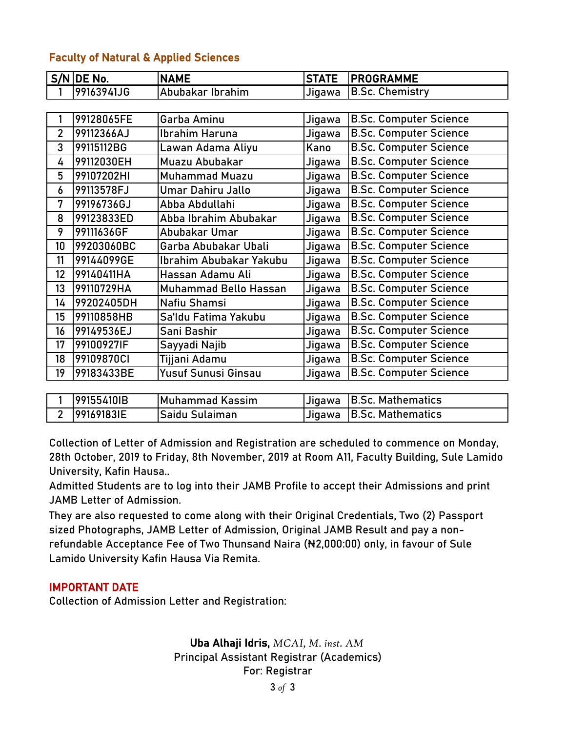### Faculty of Natural & Applied Sciences

| S/N | DE No. | NAME | STATE | PROGRAMME |
|---|---|---|---|---|
| 1 | 99163941JG | Abubakar Ibrahim | Jigawa | B.Sc. Chemistry |

| | | | | |
|---|---|---|---|---|
| 1 | 99128065FE | Garba Aminu | Jigawa | B.Sc. Computer Science |
| 2 | 99112366AJ | Ibrahim Haruna | Jigawa | B.Sc. Computer Science |
| 3 | 99115112BG | Lawan Adama Aliyu | Kano | B.Sc. Computer Science |
| 4 | 99112030EH | Muazu Abubakar | Jigawa | B.Sc. Computer Science |
| 5 | 99107202HI | Muhammad Muazu | Jigawa | B.Sc. Computer Science |
| 6 | 99113578FJ | Umar Dahiru Jallo | Jigawa | B.Sc. Computer Science |
| 7 | 99196736GJ | Abba Abdullahi | Jigawa | B.Sc. Computer Science |
| 8 | 99123833ED | Abba Ibrahim Abubakar | Jigawa | B.Sc. Computer Science |
| 9 | 99111636GF | Abubakar Umar | Jigawa | B.Sc. Computer Science |
| 10 | 99203060BC | Garba Abubakar Ubali | Jigawa | B.Sc. Computer Science |
| 11 | 99144099GE | Ibrahim Abubakar Yakubu | Jigawa | B.Sc. Computer Science |
| 12 | 99140411HA | Hassan Adamu Ali | Jigawa | B.Sc. Computer Science |
| 13 | 99110729HA | Muhammad Bello Hassan | Jigawa | B.Sc. Computer Science |
| 14 | 99202405DH | Nafiu Shamsi | Jigawa | B.Sc. Computer Science |
| 15 | 99110858HB | Sa'Idu Fatima Yakubu | Jigawa | B.Sc. Computer Science |
| 16 | 99149536EJ | Sani Bashir | Jigawa | B.Sc. Computer Science |
| 17 | 99100927IF | Sayyadi Najib | Jigawa | B.Sc. Computer Science |
| 18 | 99109870CI | Tijjani Adamu | Jigawa | B.Sc. Computer Science |
| 19 | 99183433BE | Yusuf Sunusi Ginsau | Jigawa | B.Sc. Computer Science |

| | | | | |
|---|---|---|---|---|
| 1 | 99155410IB | Muhammad Kassim | Jigawa | B.Sc. Mathematics |
| 2 | 99169183IE | Saidu Sulaiman | Jigawa | B.Sc. Mathematics |

Collection of Letter of Admission and Registration are scheduled to commence on Monday, 28th October, 2019 to Friday, 8th November, 2019 at Room A11, Faculty Building, Sule Lamido University, Kafin Hausa..

Admitted Students are to log into their JAMB Profile to accept their Admissions and print JAMB Letter of Admission.

They are also requested to come along with their Original Credentials, Two (2) Passport sized Photographs, JAMB Letter of Admission, Original JAMB Result and pay a non-refundable Acceptance Fee of Two Thunsand Naira (₦2,000:00) only, in favour of Sule Lamido University Kafin Hausa Via Remita.

**IMPORTANT DATE**

Collection of Admission Letter and Registration:

**Uba Alhaji Idris,** *MCAI, M. inst. AM*
Principal Assistant Registrar (Academics)
For: Registrar